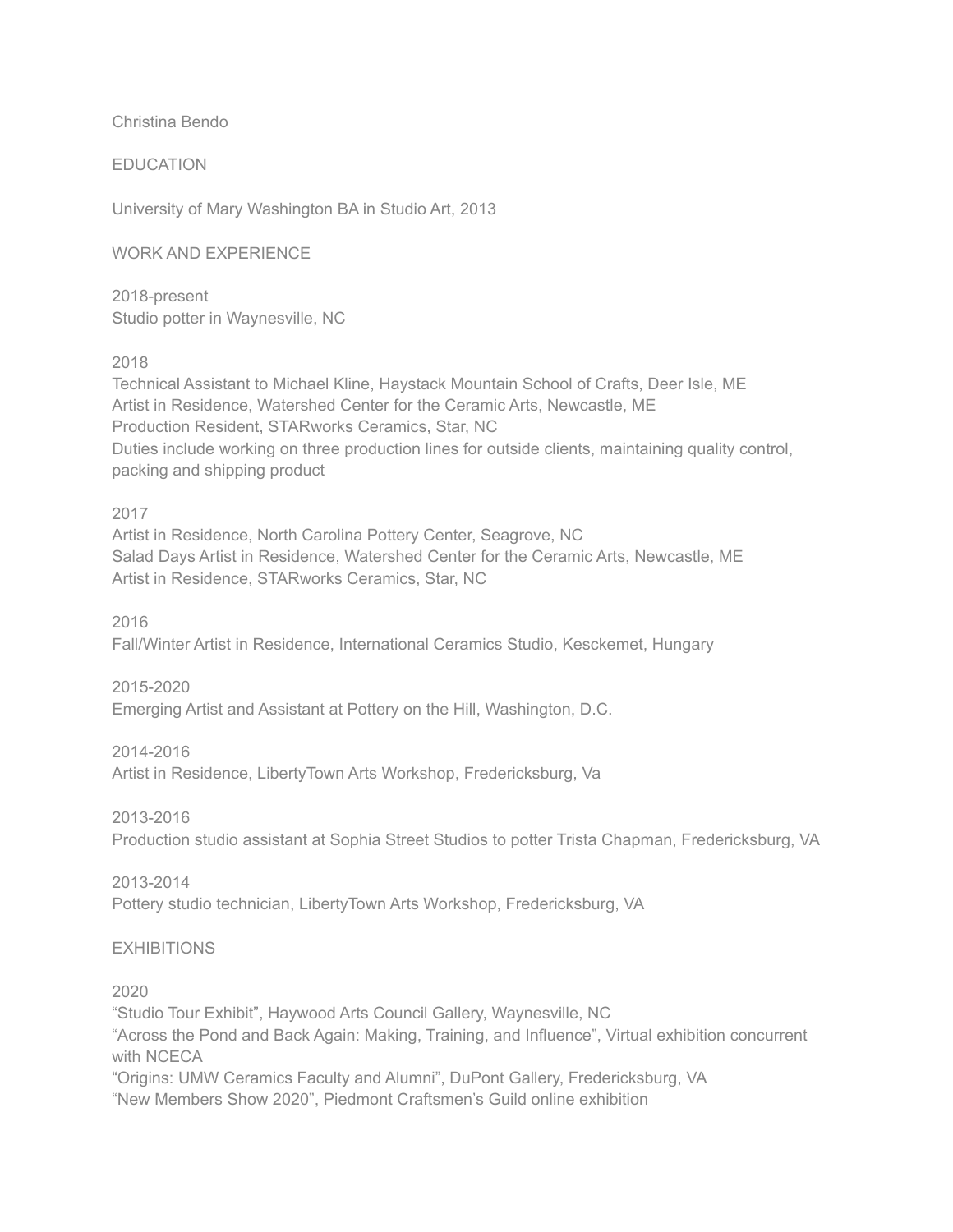# Christina Bendo

## EDUCATION

University of Mary Washington BA in Studio Art, 2013

## WORK AND EXPERIENCE

2018-present
Studio potter in Waynesville, NC

2018
Technical Assistant to Michael Kline, Haystack Mountain School of Crafts, Deer Isle, ME
Artist in Residence, Watershed Center for the Ceramic Arts, Newcastle, ME
Production Resident, STARworks Ceramics, Star, NC
Duties include working on three production lines for outside clients, maintaining quality control, packing and shipping product

2017
Artist in Residence, North Carolina Pottery Center, Seagrove, NC
Salad Days Artist in Residence, Watershed Center for the Ceramic Arts, Newcastle, ME
Artist in Residence, STARworks Ceramics, Star, NC

2016
Fall/Winter Artist in Residence, International Ceramics Studio, Kesckemet, Hungary

2015-2020
Emerging Artist and Assistant at Pottery on the Hill, Washington, D.C.

2014-2016
Artist in Residence, LibertyTown Arts Workshop, Fredericksburg, Va

2013-2016
Production studio assistant at Sophia Street Studios to potter Trista Chapman, Fredericksburg, VA

2013-2014
Pottery studio technician, LibertyTown Arts Workshop, Fredericksburg, VA

## EXHIBITIONS

2020
"Studio Tour Exhibit", Haywood Arts Council Gallery, Waynesville, NC
"Across the Pond and Back Again: Making, Training, and Influence", Virtual exhibition concurrent with NCECA
"Origins: UMW Ceramics Faculty and Alumni", DuPont Gallery, Fredericksburg, VA
"New Members Show 2020", Piedmont Craftsmen's Guild online exhibition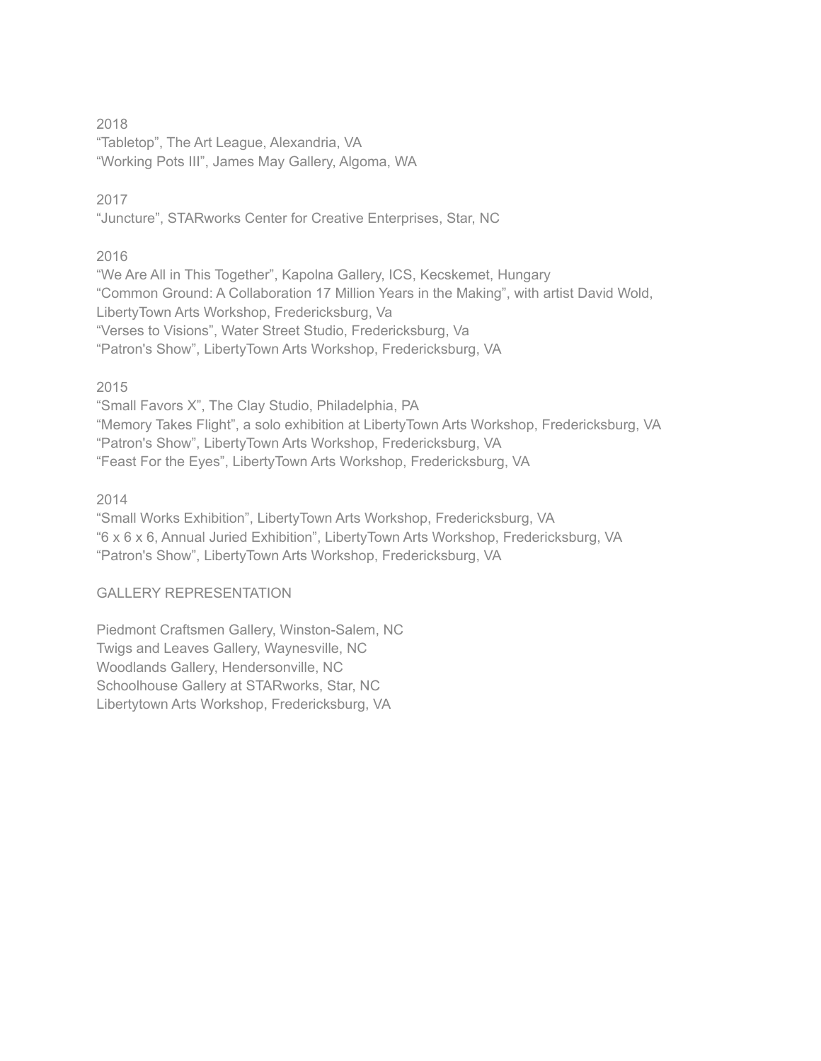2018

“Tabletop”, The Art League, Alexandria, VA

“Working Pots III”, James May Gallery, Algoma, WA

2017

“Juncture”, STARworks Center for Creative Enterprises, Star, NC

2016

“We Are All in This Together”, Kapolna Gallery, ICS, Kecskemet, Hungary

“Common Ground: A Collaboration 17 Million Years in the Making”, with artist David Wold, LibertyTown Arts Workshop, Fredericksburg, Va

“Verses to Visions”, Water Street Studio, Fredericksburg, Va

“Patron's Show”, LibertyTown Arts Workshop, Fredericksburg, VA

2015

“Small Favors X”, The Clay Studio, Philadelphia, PA

“Memory Takes Flight”, a solo exhibition at LibertyTown Arts Workshop, Fredericksburg, VA

“Patron's Show”, LibertyTown Arts Workshop, Fredericksburg, VA

“Feast For the Eyes”, LibertyTown Arts Workshop, Fredericksburg, VA

2014

“Small Works Exhibition”, LibertyTown Arts Workshop, Fredericksburg, VA

“6 x 6 x 6, Annual Juried Exhibition”, LibertyTown Arts Workshop, Fredericksburg, VA

“Patron's Show”, LibertyTown Arts Workshop, Fredericksburg, VA

## GALLERY REPRESENTATION

Piedmont Craftsmen Gallery, Winston-Salem, NC

Twigs and Leaves Gallery, Waynesville, NC

Woodlands Gallery, Hendersonville, NC

Schoolhouse Gallery at STARworks, Star, NC

Libertytown Arts Workshop, Fredericksburg, VA